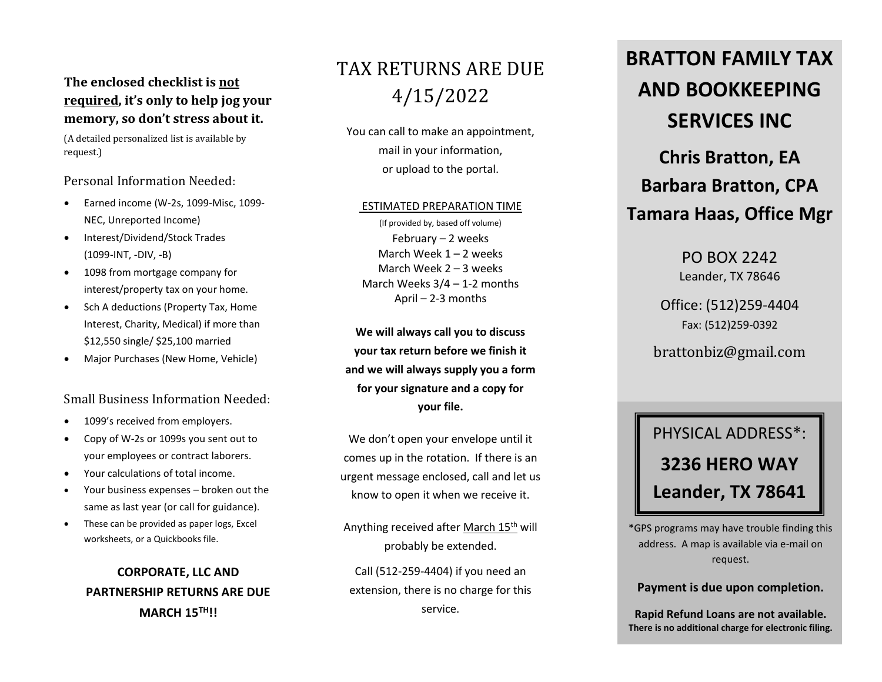**The enclosed checklist is <u>not required</u>, it's only to help jog your memory, so don't stress about it.**

(A detailed personalized list is available by request.)

### Personal Information Needed:

- Earned income (W-2s, 1099-Misc, 1099-NEC, Unreported Income)
- Interest/Dividend/Stock Trades (1099-INT, -DIV, -B)
- 1098 from mortgage company for interest/property tax on your home.
- Sch A deductions (Property Tax, Home Interest, Charity, Medical) if more than $12,550 single/ $25,100 married
- Major Purchases (New Home, Vehicle)

### Small Business Information Needed:

- 1099's received from employers.
- Copy of W-2s or 1099s you sent out to your employees or contract laborers.
- Your calculations of total income.
- Your business expenses – broken out the same as last year (or call for guidance).
- These can be provided as paper logs, Excel worksheets, or a Quickbooks file.

**CORPORATE, LLC AND PARTNERSHIP RETURNS ARE DUE MARCH 15TH!!**

# TAX RETURNS ARE DUE 4/15/2022

You can call to make an appointment, mail in your information, or upload to the portal.

<u>ESTIMATED PREPARATION TIME</u>

(If provided by, based off volume)

February – 2 weeks
March Week 1 – 2 weeks
March Week 2 – 3 weeks
March Weeks 3/4 – 1-2 months
April – 2-3 months

**We will always call you to discuss your tax return before we finish it and we will always supply you a form for your signature and a copy for your file.**

We don't open your envelope until it comes up in the rotation. If there is an urgent message enclosed, call and let us know to open it when we receive it.

Anything received after <u>March 15th</u> will probably be extended.

Call (512-259-4404) if you need an extension, there is no charge for this service.

# BRATTON FAMILY TAX AND BOOKKEEPING SERVICES INC

## Chris Bratton, EA
## Barbara Bratton, CPA
## Tamara Haas, Office Mgr

PO BOX 2242
Leander, TX 78646

Office: (512)259-4404
Fax: (512)259-0392

brattonbiz@gmail.com

PHYSICAL ADDRESS*:

**3236 HERO WAY**
**Leander, TX 78641**

*GPS programs may have trouble finding this address. A map is available via e-mail on request.

**Payment is due upon completion.**

**Rapid Refund Loans are not available.**
**There is no additional charge for electronic filing.**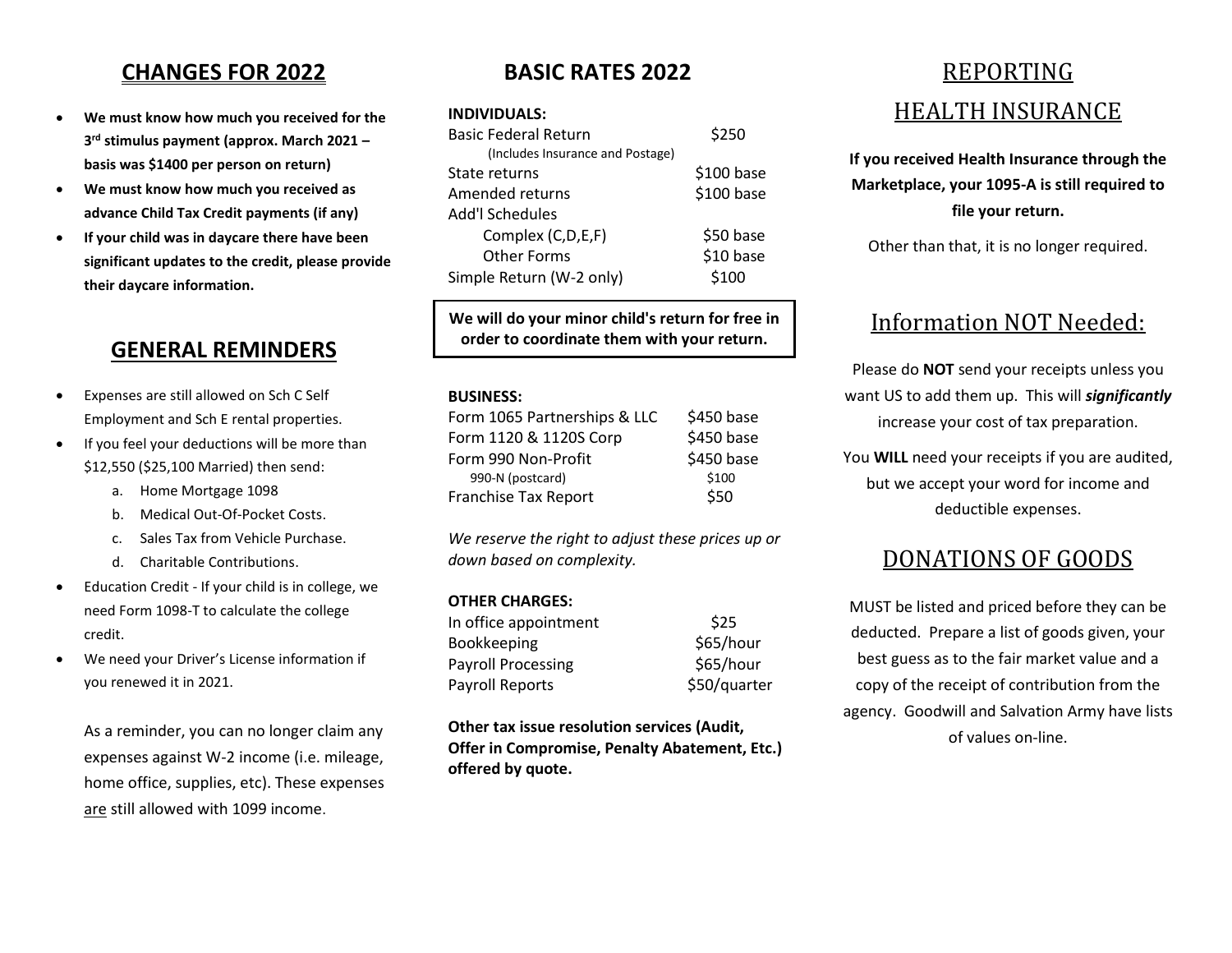## CHANGES FOR 2022

- **We must know how much you received for the 3rd stimulus payment (approx. March 2021 – basis was $1400 per person on return)**
- **We must know how much you received as advance Child Tax Credit payments (if any)**
- **If your child was in daycare there have been significant updates to the credit, please provide their daycare information.**

## GENERAL REMINDERS

- Expenses are still allowed on Sch C Self Employment and Sch E rental properties.
- If you feel your deductions will be more than $12,550 ($25,100 Married) then send:
  a. Home Mortgage 1098
  b. Medical Out-Of-Pocket Costs.
  c. Sales Tax from Vehicle Purchase.
  d. Charitable Contributions.
- Education Credit - If your child is in college, we need Form 1098-T to calculate the college credit.
- We need your Driver's License information if you renewed it in 2021.

As a reminder, you can no longer claim any expenses against W-2 income (i.e. mileage, home office, supplies, etc). These expenses are still allowed with 1099 income.

## BASIC RATES 2022

**INDIVIDUALS:**

| | |
|---|---|
| Basic Federal Return (Includes Insurance and Postage) | $250 |
| State returns | $100 base |
| Amended returns | $100 base |
| Add'l Schedules | |
| Complex (C,D,E,F) | $50 base |
| Other Forms | $10 base |
| Simple Return (W-2 only) | $100 |

**We will do your minor child's return for free in order to coordinate them with your return.**

**BUSINESS:**

| | |
|---|---|
| Form 1065 Partnerships & LLC | $450 base |
| Form 1120 & 1120S Corp | $450 base |
| Form 990 Non-Profit | $450 base |
| 990-N (postcard) | $100 |
| Franchise Tax Report | $50 |

*We reserve the right to adjust these prices up or down based on complexity.*

**OTHER CHARGES:**

| | |
|---|---|
| In office appointment | $25 |
| Bookkeeping | $65/hour |
| Payroll Processing | $65/hour |
| Payroll Reports | $50/quarter |

**Other tax issue resolution services (Audit, Offer in Compromise, Penalty Abatement, Etc.) offered by quote.**

## REPORTING HEALTH INSURANCE

**If you received Health Insurance through the Marketplace, your 1095-A is still required to file your return.**

Other than that, it is no longer required.

## Information NOT Needed:

Please do **NOT** send your receipts unless you want US to add them up. This will ***significantly*** increase your cost of tax preparation.

You **WILL** need your receipts if you are audited, but we accept your word for income and deductible expenses.

## DONATIONS OF GOODS

MUST be listed and priced before they can be deducted. Prepare a list of goods given, your best guess as to the fair market value and a copy of the receipt of contribution from the agency. Goodwill and Salvation Army have lists of values on-line.